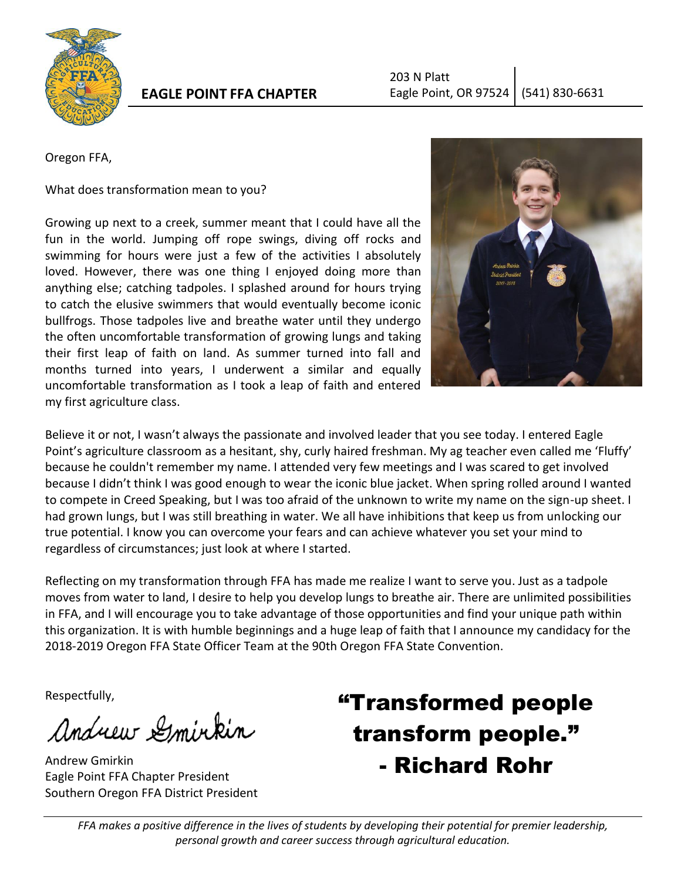**EAGLE POINT FFA CHAPTER**

203 N Platt
Eagle Point, OR 97524 | (541) 830-6631

Oregon FFA,

What does transformation mean to you?

Growing up next to a creek, summer meant that I could have all the fun in the world. Jumping off rope swings, diving off rocks and swimming for hours were just a few of the activities I absolutely loved. However, there was one thing I enjoyed doing more than anything else; catching tadpoles. I splashed around for hours trying to catch the elusive swimmers that would eventually become iconic bullfrogs. Those tadpoles live and breathe water until they undergo the often uncomfortable transformation of growing lungs and taking their first leap of faith on land. As summer turned into fall and months turned into years, I underwent a similar and equally uncomfortable transformation as I took a leap of faith and entered my first agriculture class.

Believe it or not, I wasn't always the passionate and involved leader that you see today. I entered Eagle Point's agriculture classroom as a hesitant, shy, curly haired freshman. My ag teacher even called me 'Fluffy' because he couldn't remember my name. I attended very few meetings and I was scared to get involved because I didn't think I was good enough to wear the iconic blue jacket. When spring rolled around I wanted to compete in Creed Speaking, but I was too afraid of the unknown to write my name on the sign-up sheet. I had grown lungs, but I was still breathing in water. We all have inhibitions that keep us from unlocking our true potential. I know you can overcome your fears and can achieve whatever you set your mind to regardless of circumstances; just look at where I started.

Reflecting on my transformation through FFA has made me realize I want to serve you. Just as a tadpole moves from water to land, I desire to help you develop lungs to breathe air. There are unlimited possibilities in FFA, and I will encourage you to take advantage of those opportunities and find your unique path within this organization. It is with humble beginnings and a huge leap of faith that I announce my candidacy for the 2018-2019 Oregon FFA State Officer Team at the 90th Oregon FFA State Convention.

Respectfully,

Andrew Gmirkin

Andrew Gmirkin
Eagle Point FFA Chapter President
Southern Oregon FFA District President

**"Transformed people transform people."**
**- Richard Rohr**

*FFA makes a positive difference in the lives of students by developing their potential for premier leadership, personal growth and career success through agricultural education.*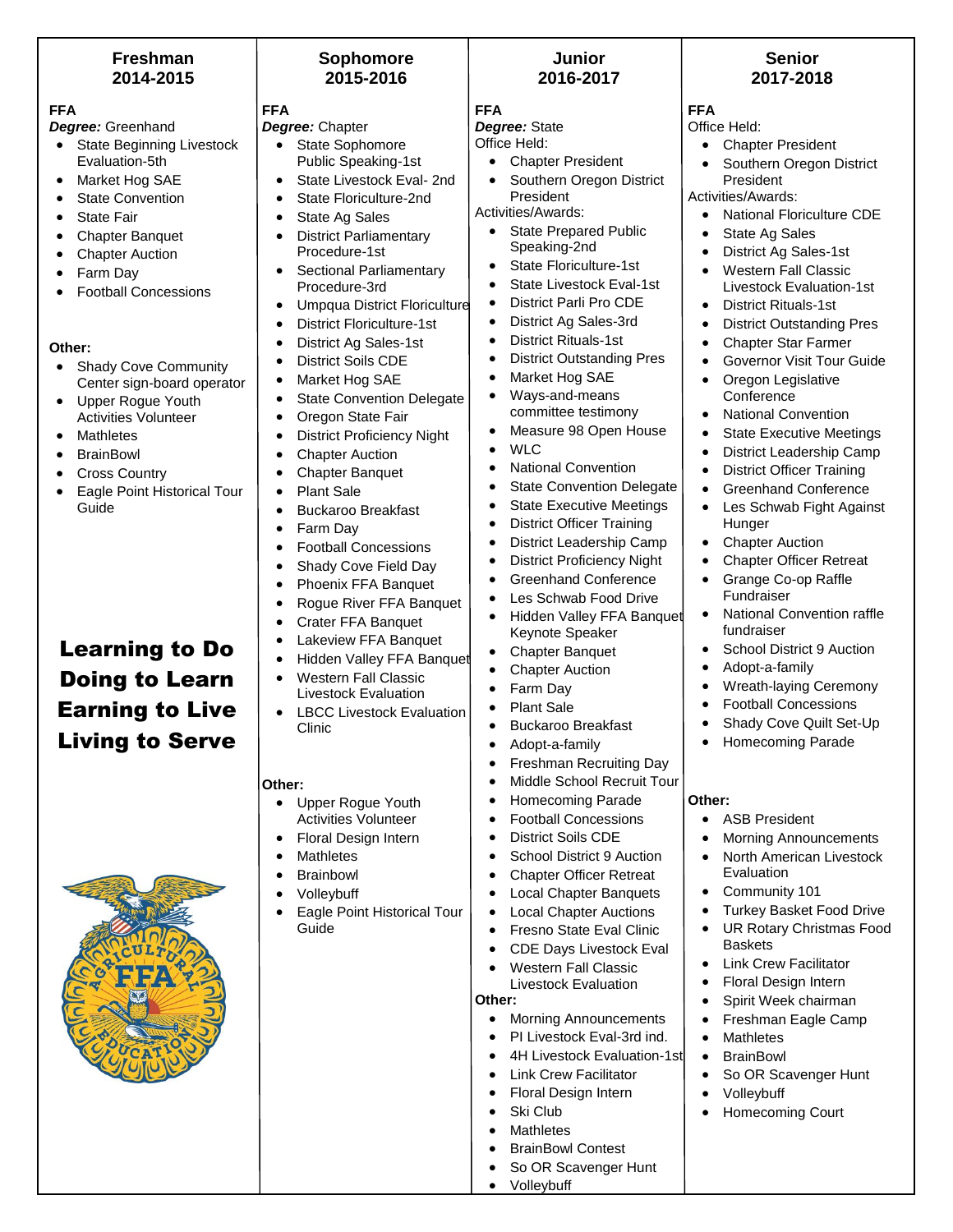## Freshman 2014-2015

**FFA**

***Degree:*** Greenhand

- State Beginning Livestock Evaluation-5th
- Market Hog SAE
- State Convention
- State Fair
- Chapter Banquet
- Chapter Auction
- Farm Day
- Football Concessions

**Other:**

- Shady Cove Community Center sign-board operator
- Upper Rogue Youth Activities Volunteer
- Mathletes
- BrainBowl
- Cross Country
- Eagle Point Historical Tour Guide

**Learning to Do**
**Doing to Learn**
**Earning to Live**
**Living to Serve**

## Sophomore 2015-2016

**FFA**

***Degree:*** Chapter

- State Sophomore Public Speaking-1st
- State Livestock Eval- 2nd
- State Floriculture-2nd
- State Ag Sales
- District Parliamentary Procedure-1st
- Sectional Parliamentary Procedure-3rd
- Umpqua District Floriculture
- District Floriculture-1st
- District Ag Sales-1st
- District Soils CDE
- Market Hog SAE
- State Convention Delegate
- Oregon State Fair
- District Proficiency Night
- Chapter Auction
- Chapter Banquet
- Plant Sale
- Buckaroo Breakfast
- Farm Day
- Football Concessions
- Shady Cove Field Day
- Phoenix FFA Banquet
- Rogue River FFA Banquet
- Crater FFA Banquet
- Lakeview FFA Banquet
- Hidden Valley FFA Banquet
- Western Fall Classic Livestock Evaluation
- LBCC Livestock Evaluation Clinic

**Other:**

- Upper Rogue Youth Activities Volunteer
- Floral Design Intern
- Mathletes
- Brainbowl
- Volleybuff
- Eagle Point Historical Tour Guide

## Junior 2016-2017

**FFA**

***Degree:*** State

Office Held:

- Chapter President
- Southern Oregon District President

Activities/Awards:

- State Prepared Public Speaking-2nd
- State Floriculture-1st
- State Livestock Eval-1st
- District Parli Pro CDE
- District Ag Sales-3rd
- District Rituals-1st
- District Outstanding Pres
- Market Hog SAE
- Ways-and-means committee testimony
- Measure 98 Open House
- WLC
- National Convention
- State Convention Delegate
- State Executive Meetings
- District Officer Training
- District Leadership Camp
- District Proficiency Night
- Greenhand Conference
- Les Schwab Food Drive
- Hidden Valley FFA Banquet Keynote Speaker
- Chapter Banquet
- Chapter Auction
- Farm Day
- Plant Sale
- Buckaroo Breakfast
- Adopt-a-family
- Freshman Recruiting Day
- Middle School Recruit Tour
- Homecoming Parade
- Football Concessions
- District Soils CDE
- School District 9 Auction
- Chapter Officer Retreat
- Local Chapter Banquets
- Local Chapter Auctions
- Fresno State Eval Clinic
- CDE Days Livestock Eval
- Western Fall Classic Livestock Evaluation

**Other:**

- Morning Announcements
- PI Livestock Eval-3rd ind.
- 4H Livestock Evaluation-1st
- Link Crew Facilitator
- Floral Design Intern
- Ski Club
- Mathletes
- BrainBowl Contest
- So OR Scavenger Hunt
- Volleybuff

## Senior 2017-2018

**FFA**

Office Held:

- Chapter President
- Southern Oregon District President

Activities/Awards:

- National Floriculture CDE
- State Ag Sales
- District Ag Sales-1st
- Western Fall Classic Livestock Evaluation-1st
- District Rituals-1st
- District Outstanding Pres
- Chapter Star Farmer
- Governor Visit Tour Guide
- Oregon Legislative Conference
- National Convention
- State Executive Meetings
- District Leadership Camp
- District Officer Training
- Greenhand Conference
- Les Schwab Fight Against Hunger
- Chapter Auction
- Chapter Officer Retreat
- Grange Co-op Raffle Fundraiser
- National Convention raffle fundraiser
- School District 9 Auction
- Adopt-a-family
- Wreath-laying Ceremony
- Football Concessions
- Shady Cove Quilt Set-Up
- Homecoming Parade

**Other:**

- ASB President
- Morning Announcements
- North American Livestock Evaluation
- Community 101
- Turkey Basket Food Drive
- UR Rotary Christmas Food Baskets
- Link Crew Facilitator
- Floral Design Intern
- Spirit Week chairman
- Freshman Eagle Camp
- Mathletes
- BrainBowl
- So OR Scavenger Hunt
- Volleybuff
- Homecoming Court